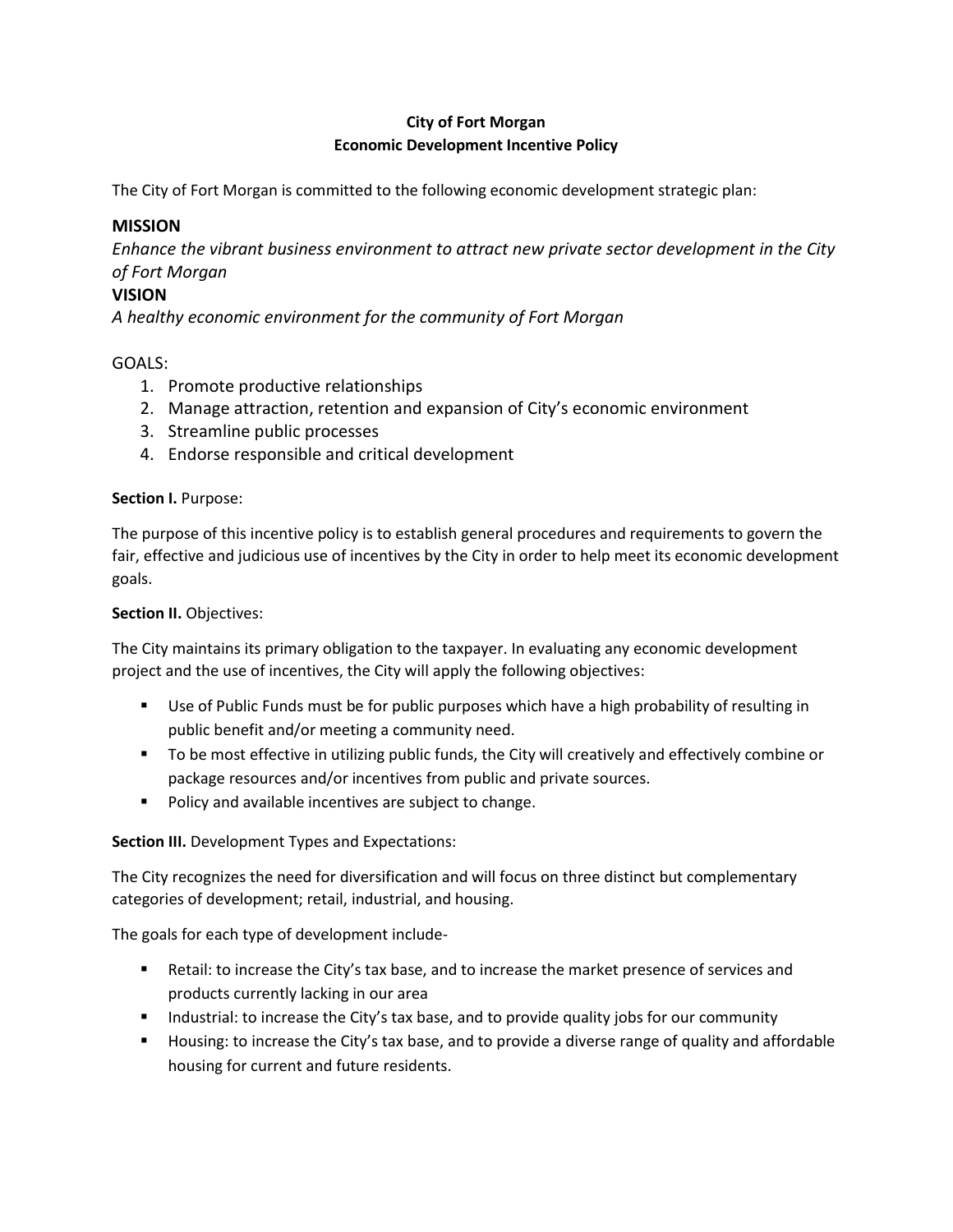**City of Fort Morgan**
**Economic Development Incentive Policy**

The City of Fort Morgan is committed to the following economic development strategic plan:

## MISSION

*Enhance the vibrant business environment to attract new private sector development in the City of Fort Morgan*

## VISION

*A healthy economic environment for the community of Fort Morgan*

GOALS:

1. Promote productive relationships
2. Manage attraction, retention and expansion of City's economic environment
3. Streamline public processes
4. Endorse responsible and critical development

**Section I.** Purpose:

The purpose of this incentive policy is to establish general procedures and requirements to govern the fair, effective and judicious use of incentives by the City in order to help meet its economic development goals.

**Section II.** Objectives:

The City maintains its primary obligation to the taxpayer. In evaluating any economic development project and the use of incentives, the City will apply the following objectives:

- Use of Public Funds must be for public purposes which have a high probability of resulting in public benefit and/or meeting a community need.
- To be most effective in utilizing public funds, the City will creatively and effectively combine or package resources and/or incentives from public and private sources.
- Policy and available incentives are subject to change.

**Section III.** Development Types and Expectations:

The City recognizes the need for diversification and will focus on three distinct but complementary categories of development; retail, industrial, and housing.

The goals for each type of development include-

- Retail: to increase the City's tax base, and to increase the market presence of services and products currently lacking in our area
- Industrial: to increase the City's tax base, and to provide quality jobs for our community
- Housing: to increase the City's tax base, and to provide a diverse range of quality and affordable housing for current and future residents.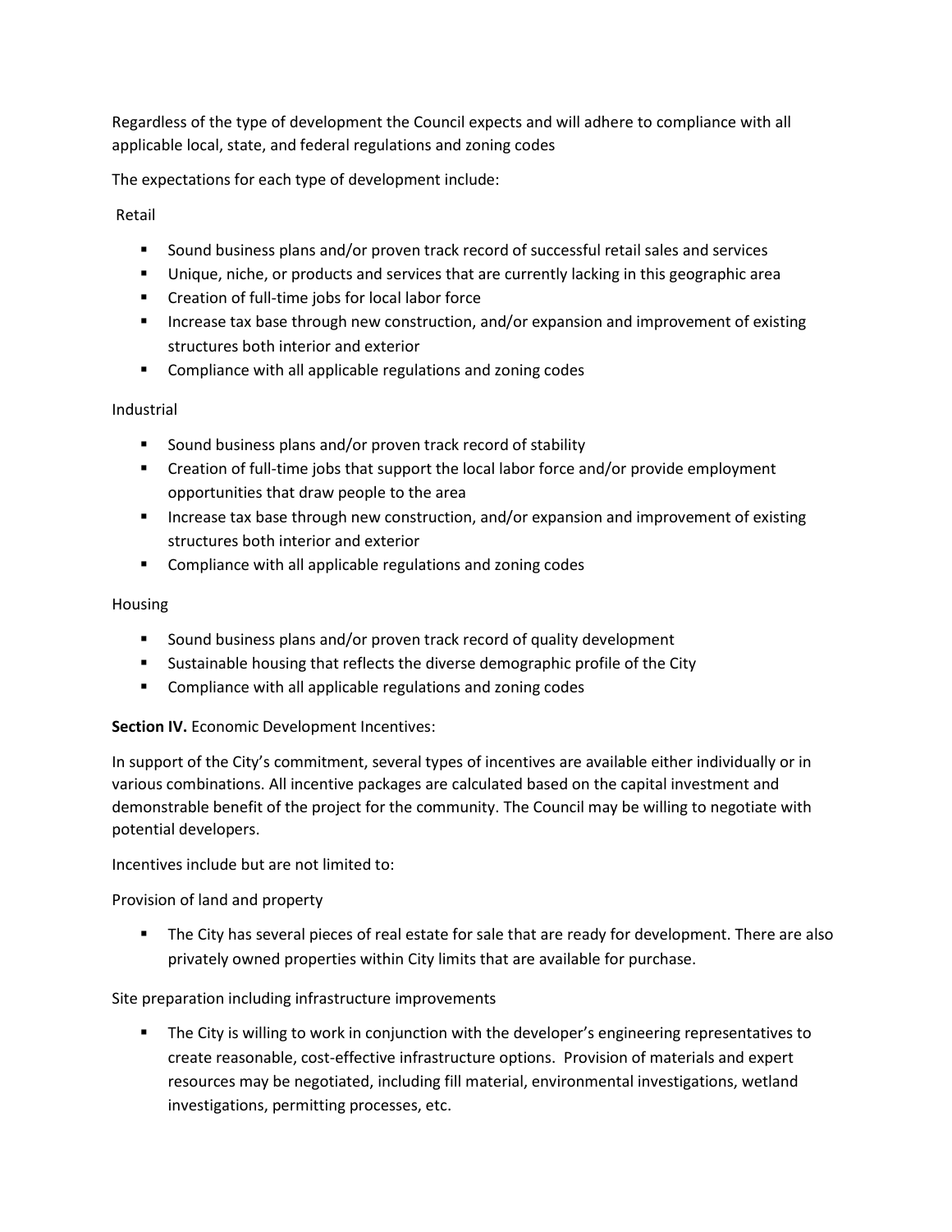Regardless of the type of development the Council expects and will adhere to compliance with all applicable local, state, and federal regulations and zoning codes

The expectations for each type of development include:

Retail

- Sound business plans and/or proven track record of successful retail sales and services
- Unique, niche, or products and services that are currently lacking in this geographic area
- Creation of full-time jobs for local labor force
- Increase tax base through new construction, and/or expansion and improvement of existing structures both interior and exterior
- Compliance with all applicable regulations and zoning codes

Industrial

- Sound business plans and/or proven track record of stability
- Creation of full-time jobs that support the local labor force and/or provide employment opportunities that draw people to the area
- Increase tax base through new construction, and/or expansion and improvement of existing structures both interior and exterior
- Compliance with all applicable regulations and zoning codes

Housing

- Sound business plans and/or proven track record of quality development
- Sustainable housing that reflects the diverse demographic profile of the City
- Compliance with all applicable regulations and zoning codes

**Section IV.** Economic Development Incentives:

In support of the City's commitment, several types of incentives are available either individually or in various combinations. All incentive packages are calculated based on the capital investment and demonstrable benefit of the project for the community. The Council may be willing to negotiate with potential developers.

Incentives include but are not limited to:

Provision of land and property

- The City has several pieces of real estate for sale that are ready for development. There are also privately owned properties within City limits that are available for purchase.

Site preparation including infrastructure improvements

- The City is willing to work in conjunction with the developer's engineering representatives to create reasonable, cost-effective infrastructure options. Provision of materials and expert resources may be negotiated, including fill material, environmental investigations, wetland investigations, permitting processes, etc.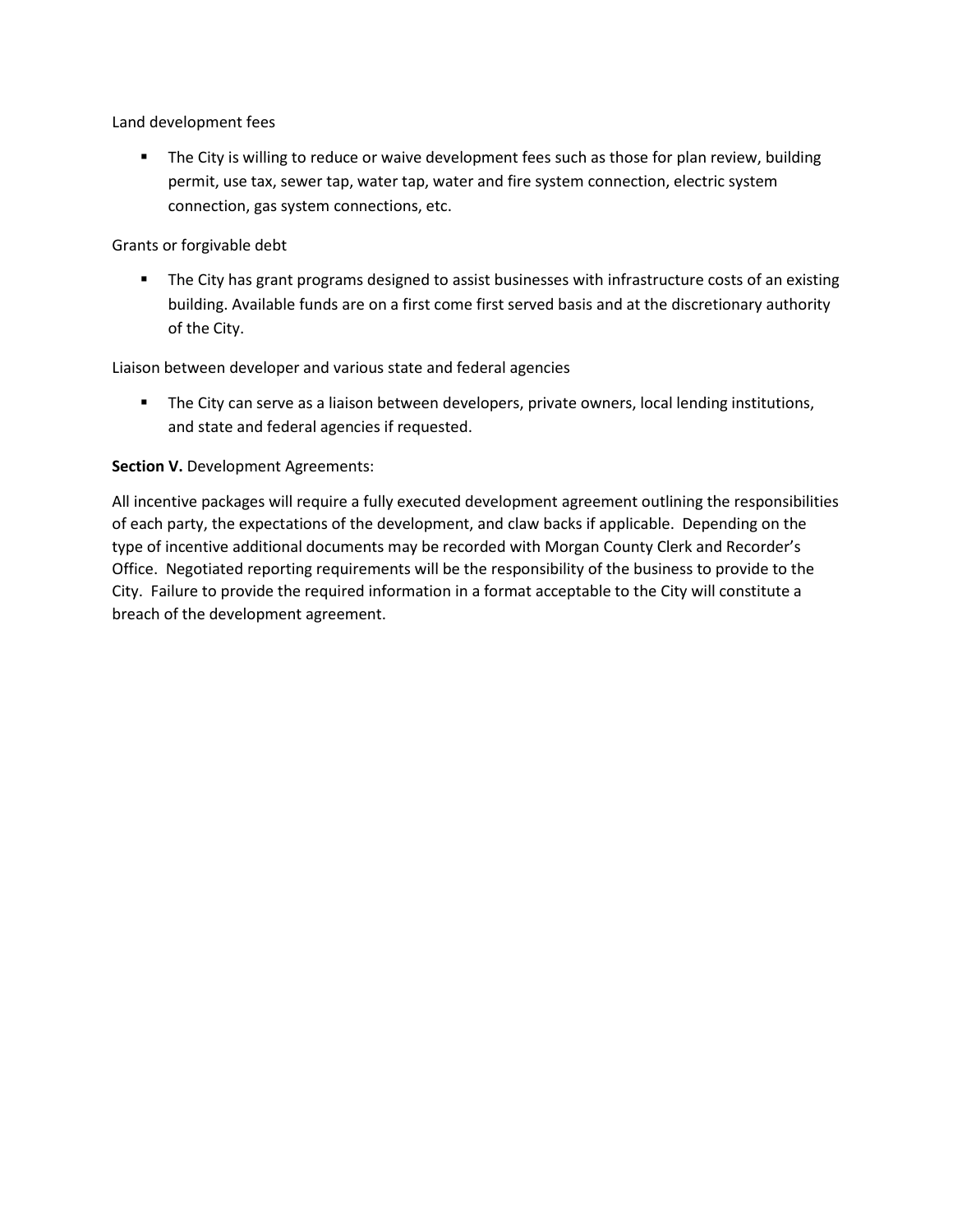Land development fees

- The City is willing to reduce or waive development fees such as those for plan review, building permit, use tax, sewer tap, water tap, water and fire system connection, electric system connection, gas system connections, etc.

Grants or forgivable debt

- The City has grant programs designed to assist businesses with infrastructure costs of an existing building. Available funds are on a first come first served basis and at the discretionary authority of the City.

Liaison between developer and various state and federal agencies

- The City can serve as a liaison between developers, private owners, local lending institutions, and state and federal agencies if requested.

**Section V.** Development Agreements:

All incentive packages will require a fully executed development agreement outlining the responsibilities of each party, the expectations of the development, and claw backs if applicable. Depending on the type of incentive additional documents may be recorded with Morgan County Clerk and Recorder's Office. Negotiated reporting requirements will be the responsibility of the business to provide to the City. Failure to provide the required information in a format acceptable to the City will constitute a breach of the development agreement.